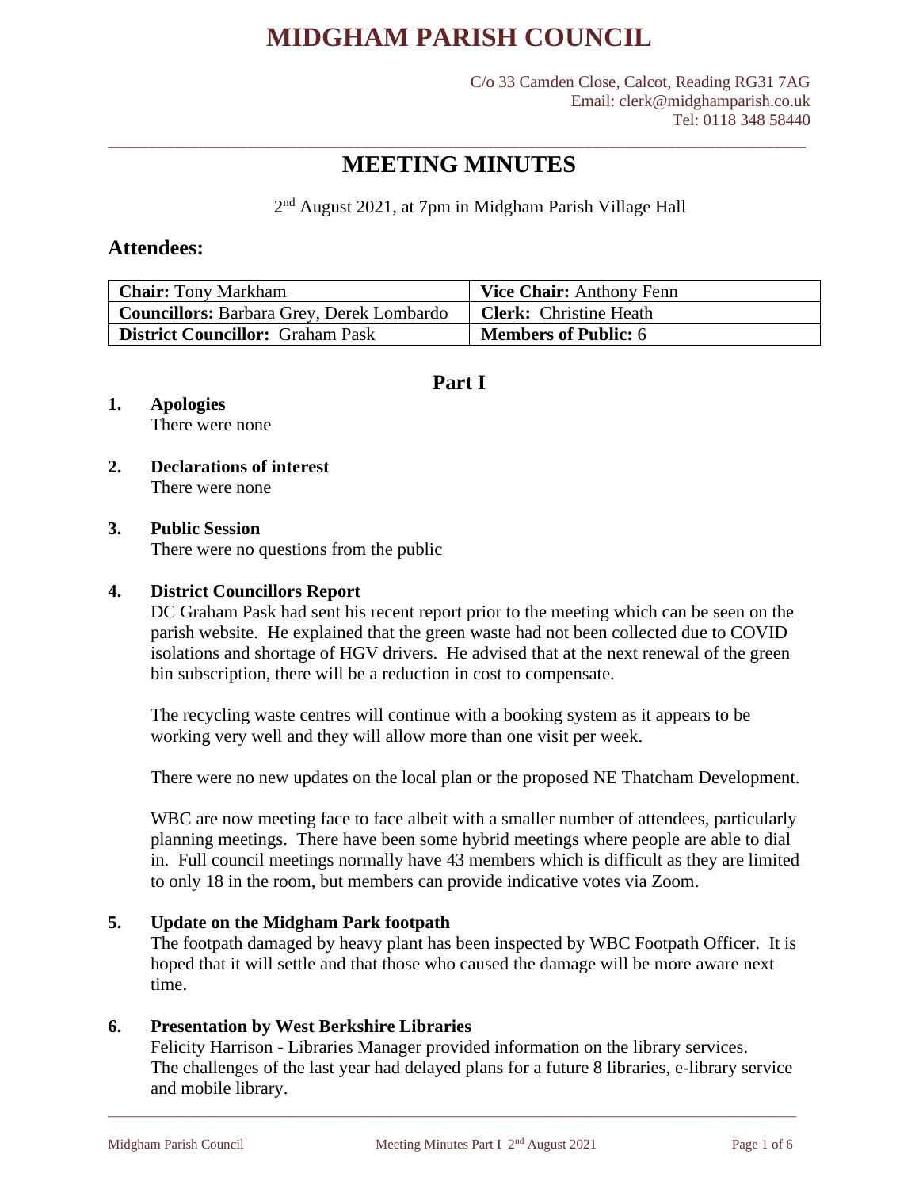# MIDGHAM PARISH COUNCIL

C/o 33 Camden Close, Calcot, Reading RG31 7AG
Email: clerk@midghamparish.co.uk
Tel: 0118 348 58440

# MEETING MINUTES

2nd August 2021, at 7pm in Midgham Parish Village Hall

## Attendees:

| **Chair:** Tony Markham | **Vice Chair:** Anthony Fenn |
|---|---|
| **Councillors:** Barbara Grey, Derek Lombardo | **Clerk:** Christine Heath |
| **District Councillor:** Graham Pask | **Members of Public:** 6 |

## Part I

**1. Apologies**

There were none

**2. Declarations of interest**

There were none

**3. Public Session**

There were no questions from the public

**4. District Councillors Report**

DC Graham Pask had sent his recent report prior to the meeting which can be seen on the parish website. He explained that the green waste had not been collected due to COVID isolations and shortage of HGV drivers. He advised that at the next renewal of the green bin subscription, there will be a reduction in cost to compensate.

The recycling waste centres will continue with a booking system as it appears to be working very well and they will allow more than one visit per week.

There were no new updates on the local plan or the proposed NE Thatcham Development.

WBC are now meeting face to face albeit with a smaller number of attendees, particularly planning meetings. There have been some hybrid meetings where people are able to dial in. Full council meetings normally have 43 members which is difficult as they are limited to only 18 in the room, but members can provide indicative votes via Zoom.

**5. Update on the Midgham Park footpath**

The footpath damaged by heavy plant has been inspected by WBC Footpath Officer. It is hoped that it will settle and that those who caused the damage will be more aware next time.

**6. Presentation by West Berkshire Libraries**

Felicity Harrison - Libraries Manager provided information on the library services.
The challenges of the last year had delayed plans for a future 8 libraries, e-library service and mobile library.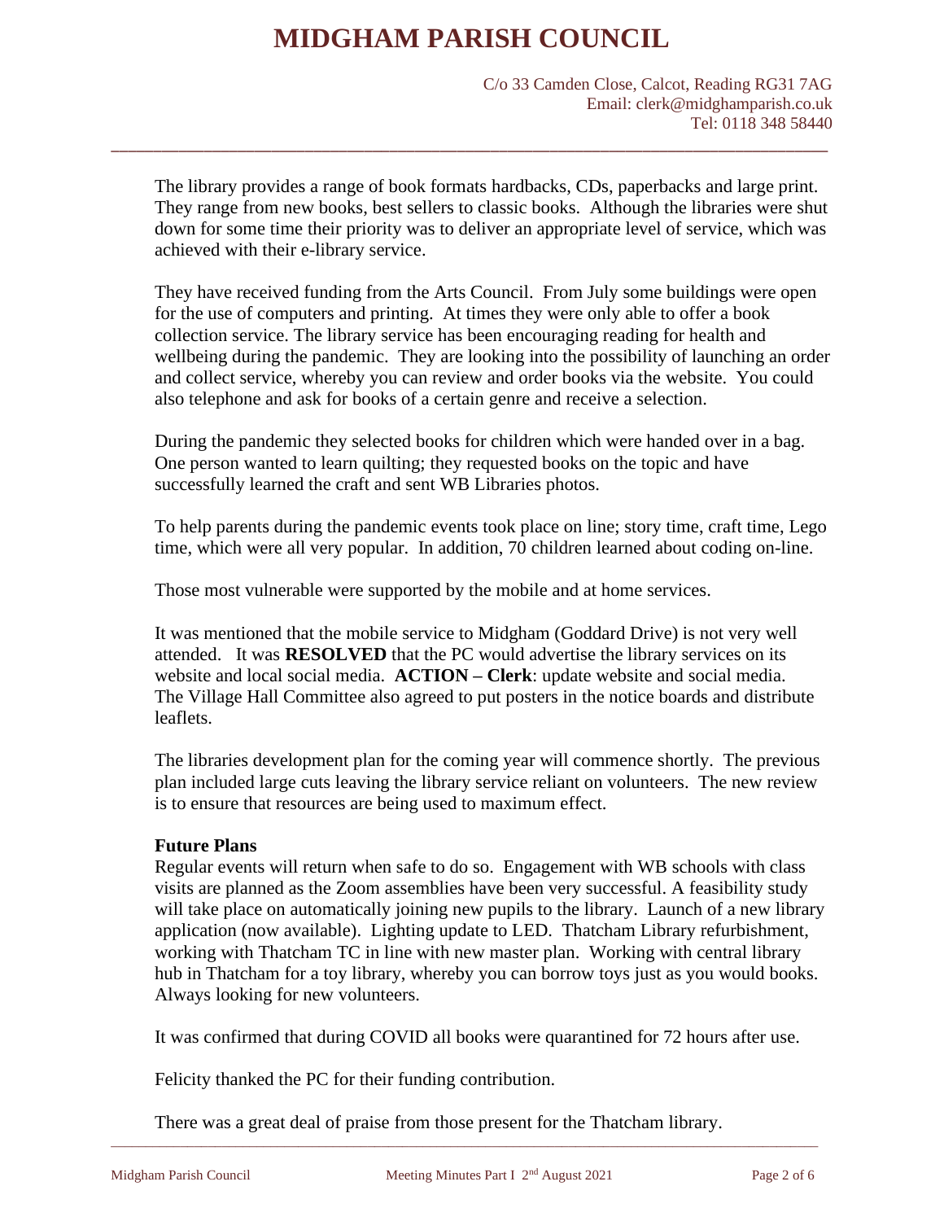The library provides a range of book formats hardbacks, CDs, paperbacks and large print. They range from new books, best sellers to classic books. Although the libraries were shut down for some time their priority was to deliver an appropriate level of service, which was achieved with their e-library service.

They have received funding from the Arts Council. From July some buildings were open for the use of computers and printing. At times they were only able to offer a book collection service. The library service has been encouraging reading for health and wellbeing during the pandemic. They are looking into the possibility of launching an order and collect service, whereby you can review and order books via the website. You could also telephone and ask for books of a certain genre and receive a selection.

During the pandemic they selected books for children which were handed over in a bag. One person wanted to learn quilting; they requested books on the topic and have successfully learned the craft and sent WB Libraries photos.

To help parents during the pandemic events took place on line; story time, craft time, Lego time, which were all very popular. In addition, 70 children learned about coding on-line.

Those most vulnerable were supported by the mobile and at home services.

It was mentioned that the mobile service to Midgham (Goddard Drive) is not very well attended. It was **RESOLVED** that the PC would advertise the library services on its website and local social media. **ACTION – Clerk**: update website and social media. The Village Hall Committee also agreed to put posters in the notice boards and distribute leaflets.

The libraries development plan for the coming year will commence shortly. The previous plan included large cuts leaving the library service reliant on volunteers. The new review is to ensure that resources are being used to maximum effect.

**Future Plans**
Regular events will return when safe to do so. Engagement with WB schools with class visits are planned as the Zoom assemblies have been very successful. A feasibility study will take place on automatically joining new pupils to the library. Launch of a new library application (now available). Lighting update to LED. Thatcham Library refurbishment, working with Thatcham TC in line with new master plan. Working with central library hub in Thatcham for a toy library, whereby you can borrow toys just as you would books. Always looking for new volunteers.

It was confirmed that during COVID all books were quarantined for 72 hours after use.

Felicity thanked the PC for their funding contribution.

There was a great deal of praise from those present for the Thatcham library.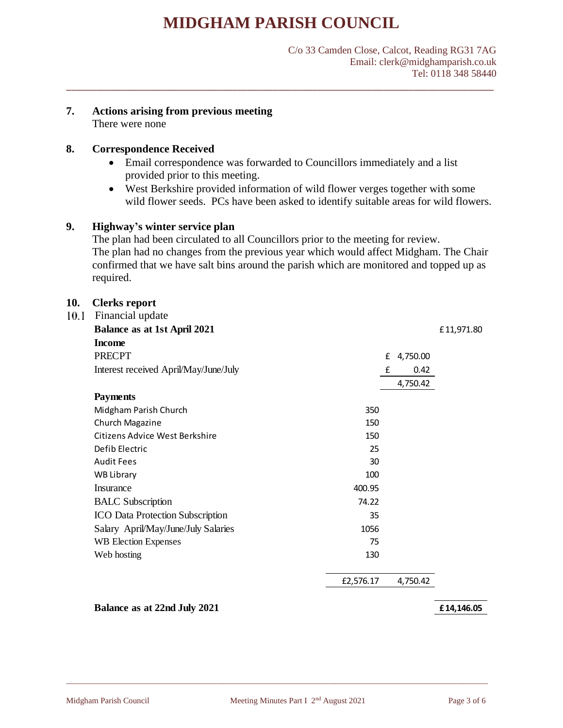# MIDGHAM PARISH COUNCIL

C/o 33 Camden Close, Calcot, Reading RG31 7AG
Email: clerk@midghamparish.co.uk
Tel: 0118 348 58440

---

**7. Actions arising from previous meeting**

There were none

**8. Correspondence Received**

- Email correspondence was forwarded to Councillors immediately and a list provided prior to this meeting.
- West Berkshire provided information of wild flower verges together with some wild flower seeds. PCs have been asked to identify suitable areas for wild flowers.

**9. Highway's winter service plan**

The plan had been circulated to all Councillors prior to the meeting for review. The plan had no changes from the previous year which would affect Midgham. The Chair confirmed that we have salt bins around the parish which are monitored and topped up as required.

**10. Clerks report**

10.1 Financial update

| | | | |
|---|---|---|---|
| **Balance as at 1st April 2021** | | | £11,971.80 |
| **Income** | | | |
| PRECPT | | £ 4,750.00 | |
| Interest received April/May/June/July | | £ 0.42 | |
| | | 4,750.42 | |
| **Payments** | | | |
| Midgham Parish Church | 350 | | |
| Church Magazine | 150 | | |
| Citizens Advice West Berkshire | 150 | | |
| Defib Electric | 25 | | |
| Audit Fees | 30 | | |
| WB Library | 100 | | |
| Insurance | 400.95 | | |
| BALC Subscription | 74.22 | | |
| ICO Data Protection Subscription | 35 | | |
| Salary April/May/June/July Salaries | 1056 | | |
| WB Election Expenses | 75 | | |
| Web hosting | 130 | | |
| | £2,576.17 | 4,750.42 | |
| **Balance as at 22nd July 2021** | | | **£14,146.05** |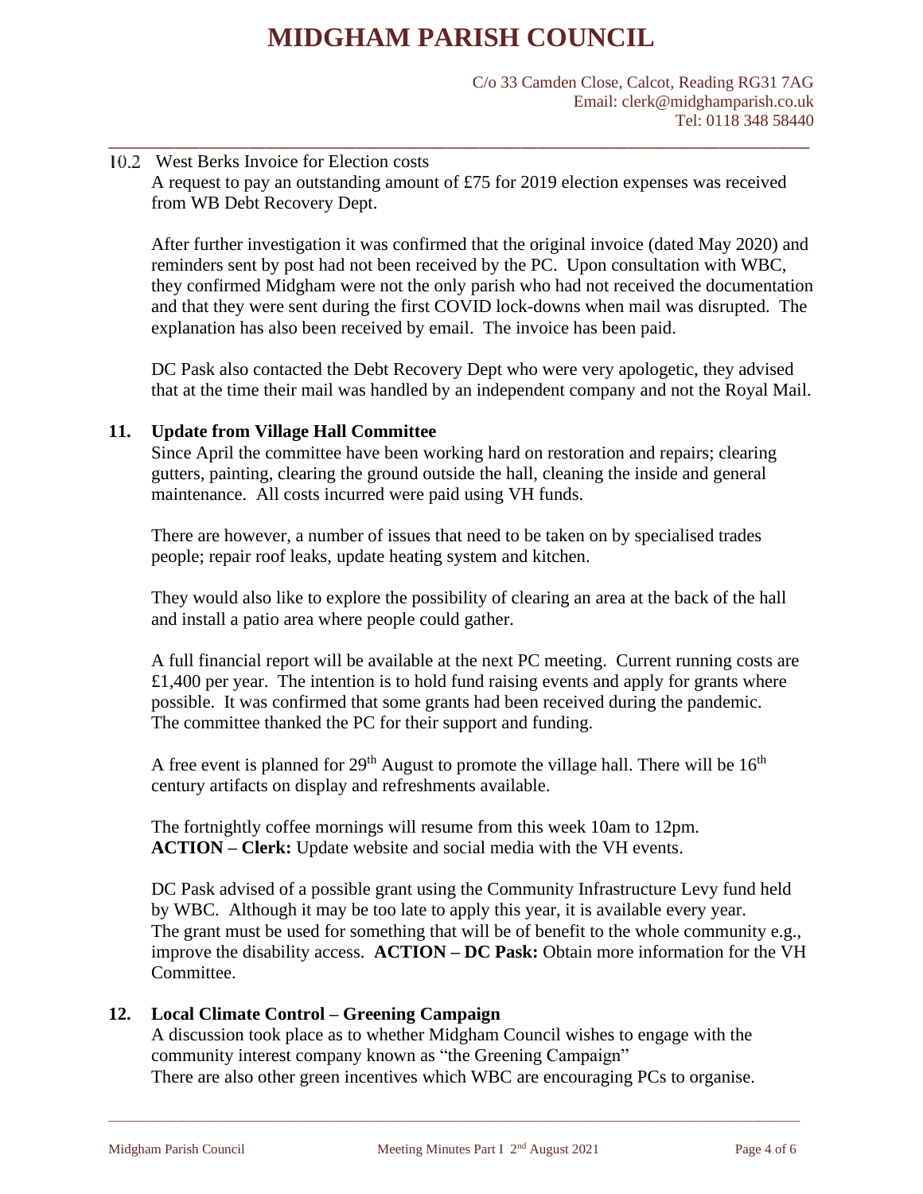### 10.2 West Berks Invoice for Election costs

A request to pay an outstanding amount of £75 for 2019 election expenses was received from WB Debt Recovery Dept.

After further investigation it was confirmed that the original invoice (dated May 2020) and reminders sent by post had not been received by the PC. Upon consultation with WBC, they confirmed Midgham were not the only parish who had not received the documentation and that they were sent during the first COVID lock-downs when mail was disrupted. The explanation has also been received by email. The invoice has been paid.

DC Pask also contacted the Debt Recovery Dept who were very apologetic, they advised that at the time their mail was handled by an independent company and not the Royal Mail.

## 11. Update from Village Hall Committee

Since April the committee have been working hard on restoration and repairs; clearing gutters, painting, clearing the ground outside the hall, cleaning the inside and general maintenance. All costs incurred were paid using VH funds.

There are however, a number of issues that need to be taken on by specialised trades people; repair roof leaks, update heating system and kitchen.

They would also like to explore the possibility of clearing an area at the back of the hall and install a patio area where people could gather.

A full financial report will be available at the next PC meeting. Current running costs are £1,400 per year. The intention is to hold fund raising events and apply for grants where possible. It was confirmed that some grants had been received during the pandemic. The committee thanked the PC for their support and funding.

A free event is planned for 29th August to promote the village hall. There will be 16th century artifacts on display and refreshments available.

The fortnightly coffee mornings will resume from this week 10am to 12pm.
**ACTION – Clerk:** Update website and social media with the VH events.

DC Pask advised of a possible grant using the Community Infrastructure Levy fund held by WBC. Although it may be too late to apply this year, it is available every year. The grant must be used for something that will be of benefit to the whole community e.g., improve the disability access. **ACTION – DC Pask:** Obtain more information for the VH Committee.

## 12. Local Climate Control – Greening Campaign

A discussion took place as to whether Midgham Council wishes to engage with the community interest company known as "the Greening Campaign"
There are also other green incentives which WBC are encouraging PCs to organise.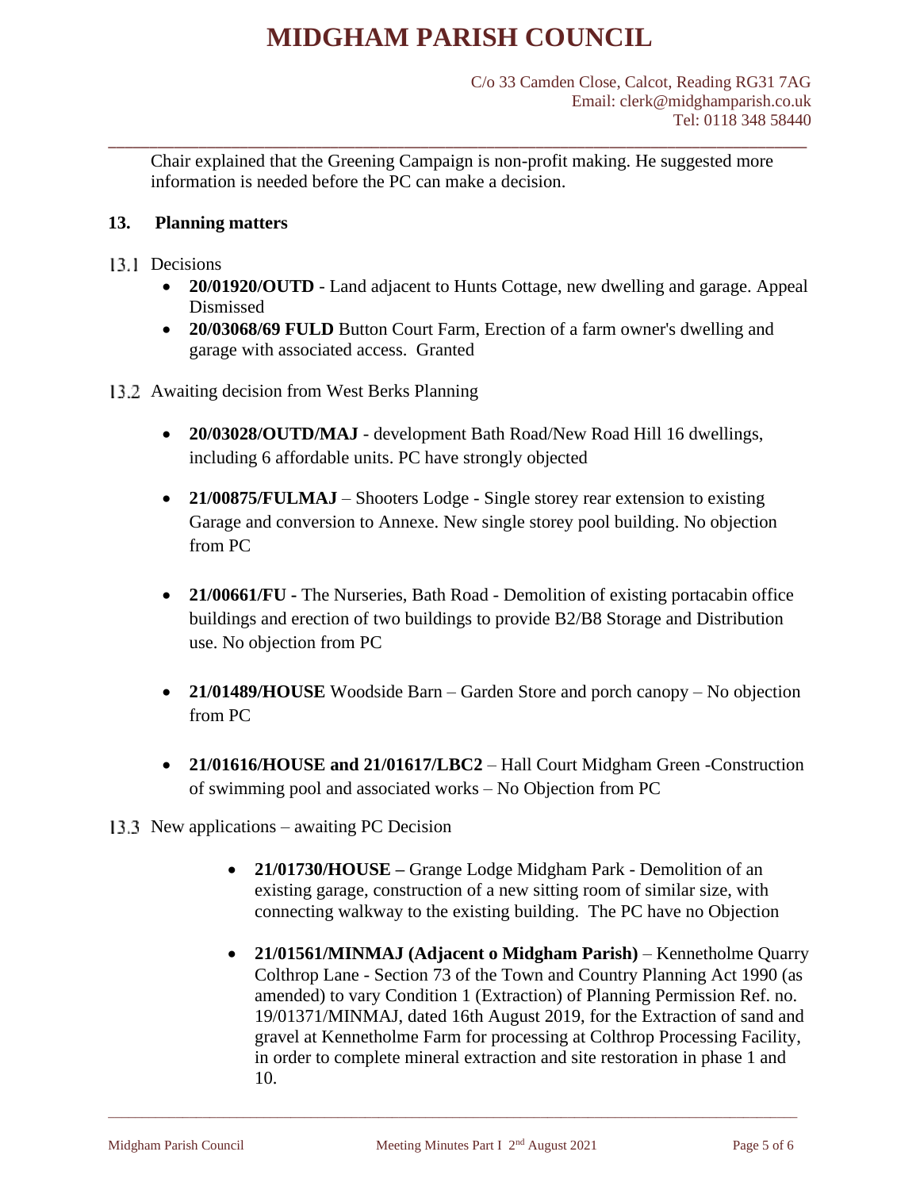Chair explained that the Greening Campaign is non-profit making. He suggested more information is needed before the PC can make a decision.

## 13. Planning matters

13.1 Decisions

- **20/01920/OUTD** - Land adjacent to Hunts Cottage, new dwelling and garage. Appeal Dismissed
- **20/03068/69 FULD** Button Court Farm, Erection of a farm owner's dwelling and garage with associated access. Granted

13.2 Awaiting decision from West Berks Planning

- **20/03028/OUTD/MAJ** - development Bath Road/New Road Hill 16 dwellings, including 6 affordable units. PC have strongly objected
- **21/00875/FULMAJ** – Shooters Lodge - Single storey rear extension to existing Garage and conversion to Annexe. New single storey pool building. No objection from PC
- **21/00661/FU -** The Nurseries, Bath Road - Demolition of existing portacabin office buildings and erection of two buildings to provide B2/B8 Storage and Distribution use. No objection from PC
- **21/01489/HOUSE** Woodside Barn – Garden Store and porch canopy – No objection from PC
- **21/01616/HOUSE and 21/01617/LBC2** – Hall Court Midgham Green -Construction of swimming pool and associated works – No Objection from PC

13.3 New applications – awaiting PC Decision

- **21/01730/HOUSE –** Grange Lodge Midgham Park - Demolition of an existing garage, construction of a new sitting room of similar size, with connecting walkway to the existing building. The PC have no Objection
- **21/01561/MINMAJ (Adjacent o Midgham Parish)** – Kennetholme Quarry Colthrop Lane - Section 73 of the Town and Country Planning Act 1990 (as amended) to vary Condition 1 (Extraction) of Planning Permission Ref. no. 19/01371/MINMAJ, dated 16th August 2019, for the Extraction of sand and gravel at Kennetholme Farm for processing at Colthrop Processing Facility, in order to complete mineral extraction and site restoration in phase 1 and 10.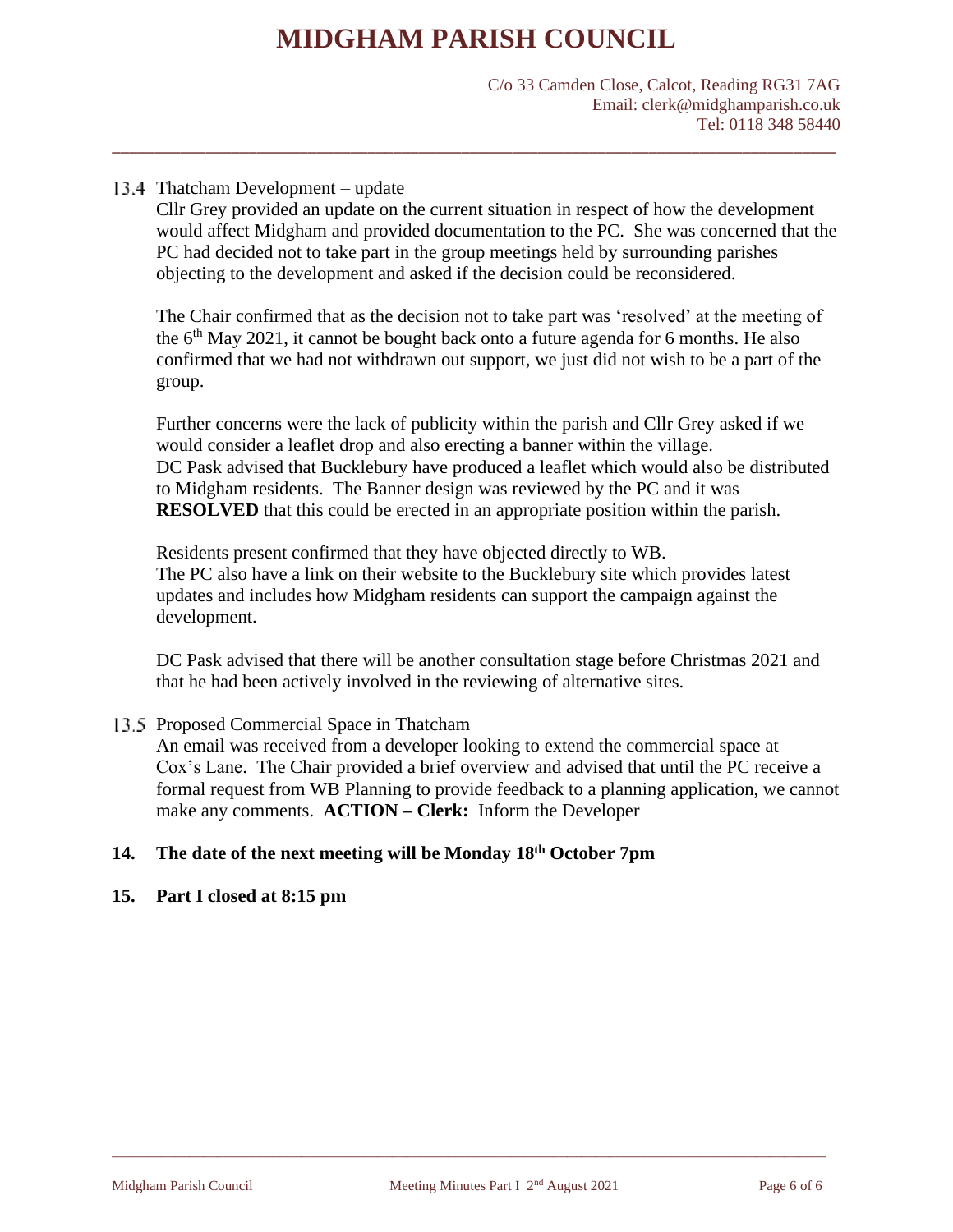13.4 Thatcham Development – update

Cllr Grey provided an update on the current situation in respect of how the development would affect Midgham and provided documentation to the PC. She was concerned that the PC had decided not to take part in the group meetings held by surrounding parishes objecting to the development and asked if the decision could be reconsidered.

The Chair confirmed that as the decision not to take part was 'resolved' at the meeting of the 6th May 2021, it cannot be bought back onto a future agenda for 6 months. He also confirmed that we had not withdrawn out support, we just did not wish to be a part of the group.

Further concerns were the lack of publicity within the parish and Cllr Grey asked if we would consider a leaflet drop and also erecting a banner within the village. DC Pask advised that Bucklebury have produced a leaflet which would also be distributed to Midgham residents. The Banner design was reviewed by the PC and it was **RESOLVED** that this could be erected in an appropriate position within the parish.

Residents present confirmed that they have objected directly to WB. The PC also have a link on their website to the Bucklebury site which provides latest updates and includes how Midgham residents can support the campaign against the development.

DC Pask advised that there will be another consultation stage before Christmas 2021 and that he had been actively involved in the reviewing of alternative sites.

13.5 Proposed Commercial Space in Thatcham

An email was received from a developer looking to extend the commercial space at Cox's Lane. The Chair provided a brief overview and advised that until the PC receive a formal request from WB Planning to provide feedback to a planning application, we cannot make any comments. **ACTION – Clerk:** Inform the Developer

**14. The date of the next meeting will be Monday 18th October 7pm**

**15. Part I closed at 8:15 pm**